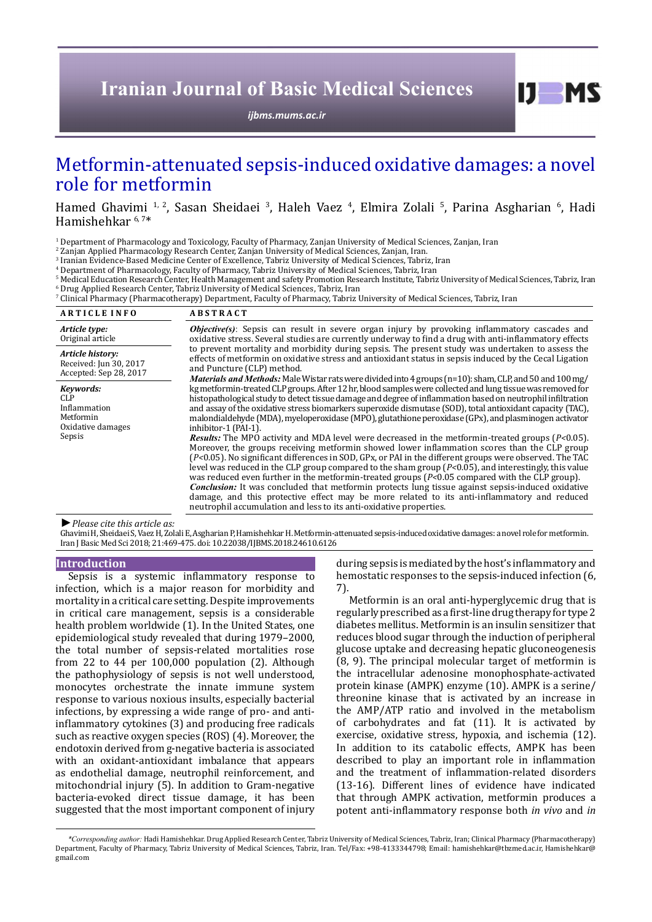# Metformin-attenuated sepsis-induced oxidative damages: a novel role for metformin

Hamed Ghavimi [1, 2], Sasan Sheidaei [3], Haleh Vaez [4], Elmira Zolali [5], Parina Asgharian [6], Hadi Hamishehkar [6, 7]*

[1] Department of Pharmacology and Toxicology, Faculty of Pharmacy, Zanjan University of Medical Sciences, Zanjan, Iran
[2] Zanjan Applied Pharmacology Research Center, Zanjan University of Medical Sciences, Zanjan, Iran.
[3] Iranian Evidence-Based Medicine Center of Excellence, Tabriz University of Medical Sciences, Tabriz, Iran
[4] Department of Pharmacology, Faculty of Pharmacy, Tabriz University of Medical Sciences, Tabriz, Iran
[5] Medical Education Research Center, Health Management and safety Promotion Research Institute, Tabriz University of Medical Sciences, Tabriz, Iran
[6] Drug Applied Research Center, Tabriz University of Medical Sciences, Tabriz, Iran
[7] Clinical Pharmacy (Pharmacotherapy) Department, Faculty of Pharmacy, Tabriz University of Medical Sciences, Tabriz, Iran

**ARTICLE INFO**

*Article type:*
Original article

*Article history:*
Received: Jun 30, 2017
Accepted: Sep 28, 2017

*Keywords:*
CLP
Inflammation
Metformin
Oxidative damages
Sepsis

**ABSTRACT**

***Objective(s)***: Sepsis can result in severe organ injury by provoking inflammatory cascades and oxidative stress. Several studies are currently underway to find a drug with anti-inflammatory effects to prevent mortality and morbidity during sepsis. The present study was undertaken to assess the effects of metformin on oxidative stress and antioxidant status in sepsis induced by the Cecal Ligation and Puncture (CLP) method.

***Materials and Methods:*** Male Wistar rats were divided into 4 groups (n=10): sham, CLP, and 50 and 100 mg/kg metformin-treated CLP groups. After 12 hr, blood samples were collected and lung tissue was removed for histopathological study to detect tissue damage and degree of inflammation based on neutrophil infiltration and assay of the oxidative stress biomarkers superoxide dismutase (SOD), total antioxidant capacity (TAC), malondialdehyde (MDA), myeloperoxidase (MPO), glutathione peroxidase (GPx), and plasminogen activator inhibitor-1 (PAI-1).

***Results:*** The MPO activity and MDA level were decreased in the metformin-treated groups ($P<0.05$). Moreover, the groups receiving metformin showed lower inflammation scores than the CLP group ($P<0.05$). No significant differences in SOD, GPx, or PAI in the different groups were observed. The TAC level was reduced in the CLP group compared to the sham group ($P<0.05$), and interestingly, this value was reduced even further in the metformin-treated groups ($P<0.05$ compared with the CLP group).

***Conclusion:*** It was concluded that metformin protects lung tissue against sepsis-induced oxidative damage, and this protective effect may be more related to its anti-inflammatory and reduced neutrophil accumulation and less to its anti-oxidative properties.

*► Please cite this article as:*
Ghavimi H, Sheidaei S, Vaez H, Zolali E, Asgharian P, Hamishehkar H. Metformin-attenuated sepsis-induced oxidative damages: a novel role for metformin. Iran J Basic Med Sci 2018; 21:469-475. doi: 10.22038/IJBMS.2018.24610.6126

## Introduction

Sepsis is a systemic inflammatory response to infection, which is a major reason for morbidity and mortality in a critical care setting. Despite improvements in critical care management, sepsis is a considerable health problem worldwide (1). In the United States, one epidemiological study revealed that during 1979–2000, the total number of sepsis-related mortalities rose from 22 to 44 per 100,000 population (2). Although the pathophysiology of sepsis is not well understood, monocytes orchestrate the innate immune system response to various noxious insults, especially bacterial infections, by expressing a wide range of pro- and anti-inflammatory cytokines (3) and producing free radicals such as reactive oxygen species (ROS) (4). Moreover, the endotoxin derived from g-negative bacteria is associated with an oxidant-antioxidant imbalance that appears as endothelial damage, neutrophil reinforcement, and mitochondrial injury (5). In addition to Gram-negative bacteria-evoked direct tissue damage, it has been suggested that the most important component of injury during sepsis is mediated by the host's inflammatory and hemostatic responses to the sepsis-induced infection (6, 7).

Metformin is an oral anti-hyperglycemic drug that is regularly prescribed as a first-line drug therapy for type 2 diabetes mellitus. Metformin is an insulin sensitizer that reduces blood sugar through the induction of peripheral glucose uptake and decreasing hepatic gluconeogenesis (8, 9). The principal molecular target of metformin is the intracellular adenosine monophosphate-activated protein kinase (AMPK) enzyme (10). AMPK is a serine/threonine kinase that is activated by an increase in the AMP/ATP ratio and involved in the metabolism of carbohydrates and fat (11). It is activated by exercise, oxidative stress, hypoxia, and ischemia (12). In addition to its catabolic effects, AMPK has been described to play an important role in inflammation and the treatment of inflammation-related disorders (13-16). Different lines of evidence have indicated that through AMPK activation, metformin produces a potent anti-inflammatory response both *in vivo* and *in*

*\*Corresponding author:* Hadi Hamishehkar. Drug Applied Research Center, Tabriz University of Medical Sciences, Tabriz, Iran; Clinical Pharmacy (Pharmacotherapy) Department, Faculty of Pharmacy, Tabriz University of Medical Sciences, Tabriz, Iran. Tel/Fax: +98-4133344798; Email: hamishehkar@tbzmed.ac.ir, Hamishehkar@gmail.com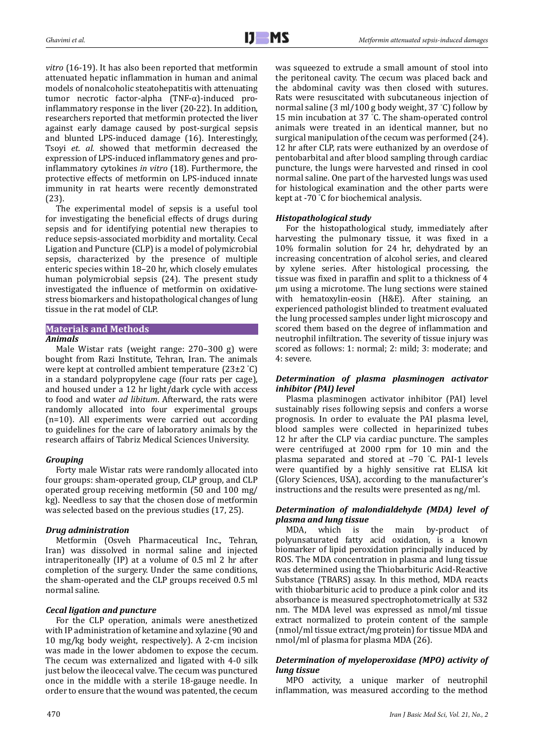*vitro* (16-19). It has also been reported that metformin attenuated hepatic inflammation in human and animal models of nonalcoholic steatohepatitis with attenuating tumor necrotic factor-alpha (TNF-α)-induced pro-inflammatory response in the liver (20-22). In addition, researchers reported that metformin protected the liver against early damage caused by post-surgical sepsis and blunted LPS-induced damage (16). Interestingly, Tsoyi *et. al.* showed that metformin decreased the expression of LPS-induced inflammatory genes and pro-inflammatory cytokines *in vitro* (18). Furthermore, the protective effects of metformin on LPS-induced innate immunity in rat hearts were recently demonstrated (23).

The experimental model of sepsis is a useful tool for investigating the beneficial effects of drugs during sepsis and for identifying potential new therapies to reduce sepsis-associated morbidity and mortality. Cecal Ligation and Puncture (CLP) is a model of polymicrobial sepsis, characterized by the presence of multiple enteric species within 18–20 hr, which closely emulates human polymicrobial sepsis (24). The present study investigated the influence of metformin on oxidative-stress biomarkers and histopathological changes of lung tissue in the rat model of CLP.

## Materials and Methods

### *Animals*

Male Wistar rats (weight range: 270–300 g) were bought from Razi Institute, Tehran, Iran. The animals were kept at controlled ambient temperature (23±2 ˚C) in a standard polypropylene cage (four rats per cage), and housed under a 12 hr light/dark cycle with access to food and water *ad libitum*. Afterward, the rats were randomly allocated into four experimental groups (n=10). All experiments were carried out according to guidelines for the care of laboratory animals by the research affairs of Tabriz Medical Sciences University.

### *Grouping*

Forty male Wistar rats were randomly allocated into four groups: sham-operated group, CLP group, and CLP operated group receiving metformin (50 and 100 mg/kg). Needless to say that the chosen dose of metformin was selected based on the previous studies (17, 25).

### *Drug administration*

Metformin (Osveh Pharmaceutical Inc., Tehran, Iran) was dissolved in normal saline and injected intraperitoneally (IP) at a volume of 0.5 ml 2 hr after completion of the surgery. Under the same conditions, the sham-operated and the CLP groups received 0.5 ml normal saline.

### *Cecal ligation and puncture*

For the CLP operation, animals were anesthetized with IP administration of ketamine and xylazine (90 and 10 mg/kg body weight, respectively). A 2-cm incision was made in the lower abdomen to expose the cecum. The cecum was externalized and ligated with 4-0 silk just below the ileocecal valve. The cecum was punctured once in the middle with a sterile 18-gauge needle. In order to ensure that the wound was patented, the cecum was squeezed to extrude a small amount of stool into the peritoneal cavity. The cecum was placed back and the abdominal cavity was then closed with sutures. Rats were resuscitated with subcutaneous injection of normal saline (3 ml/100 g body weight, 37 ˚C) follow by 15 min incubation at 37 ˚C. The sham-operated control animals were treated in an identical manner, but no surgical manipulation of the cecum was performed (24). 12 hr after CLP, rats were euthanized by an overdose of pentobarbital and after blood sampling through cardiac puncture, the lungs were harvested and rinsed in cool normal saline. One part of the harvested lungs was used for histological examination and the other parts were kept at -70 ˚C for biochemical analysis.

### *Histopathological study*

For the histopathological study, immediately after harvesting the pulmonary tissue, it was fixed in a 10% formalin solution for 24 hr, dehydrated by an increasing concentration of alcohol series, and cleared by xylene series. After histological processing, the tissue was fixed in paraffin and split to a thickness of 4 µm using a microtome. The lung sections were stained with hematoxylin-eosin (H&E). After staining, an experienced pathologist blinded to treatment evaluated the lung processed samples under light microscopy and scored them based on the degree of inflammation and neutrophil infiltration. The severity of tissue injury was scored as follows: 1: normal; 2: mild; 3: moderate; and 4: severe.

### *Determination of plasma plasminogen activator inhibitor (PAI) level*

Plasma plasminogen activator inhibitor (PAI) level sustainably rises following sepsis and confers a worse prognosis. In order to evaluate the PAI plasma level, blood samples were collected in heparinized tubes 12 hr after the CLP via cardiac puncture. The samples were centrifuged at 2000 rpm for 10 min and the plasma separated and stored at –70 ˚C. PAI-1 levels were quantified by a highly sensitive rat ELISA kit (Glory Sciences, USA), according to the manufacturer's instructions and the results were presented as ng/ml.

### *Determination of malondialdehyde (MDA) level of plasma and lung tissue*

MDA, which is the main by-product of polyunsaturated fatty acid oxidation, is a known biomarker of lipid peroxidation principally induced by ROS. The MDA concentration in plasma and lung tissue was determined using the Thiobarbituric Acid-Reactive Substance (TBARS) assay. In this method, MDA reacts with thiobarbituric acid to produce a pink color and its absorbance is measured spectrophotometrically at 532 nm. The MDA level was expressed as nmol/ml tissue extract normalized to protein content of the sample (nmol/ml tissue extract/mg protein) for tissue MDA and nmol/ml of plasma for plasma MDA (26).

### *Determination of myeloperoxidase (MPO) activity of lung tissue*

MPO activity, a unique marker of neutrophil inflammation, was measured according to the method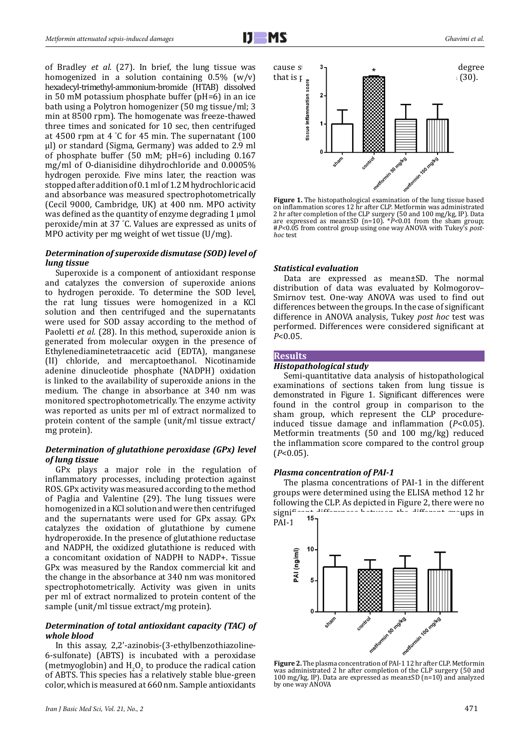of Bradley *et al.* (27). In brief, the lung tissue was homogenized in a solution containing 0.5% (w/v) hexadecyl-trimethyl-ammonium-bromide (HTAB) dissolved in 50 mM potassium phosphate buffer (pH=6) in an ice bath using a Polytron homogenizer (50 mg tissue/ml; 3 min at 8500 rpm). The homogenate was freeze-thawed three times and sonicated for 10 sec, then centrifuged at 4500 rpm at 4 °C for 45 min. The supernatant (100 µl) or standard (Sigma, Germany) was added to 2.9 ml of phosphate buffer (50 mM; pH=6) including 0.167 mg/ml of O-dianisidine dihydrochloride and 0.0005% hydrogen peroxide. Five mins later, the reaction was stopped after addition of 0.1 ml of 1.2 M hydrochloric acid and absorbance was measured spectrophotometrically (Cecil 9000, Cambridge, UK) at 400 nm. MPO activity was defined as the quantity of enzyme degrading 1 µmol peroxide/min at 37 °C. Values are expressed as units of MPO activity per mg weight of wet tissue (U/mg).

### Determination of superoxide dismutase (SOD) level of lung tissue

Superoxide is a component of antioxidant response and catalyzes the conversion of superoxide anions to hydrogen peroxide. To determine the SOD level, the rat lung tissues were homogenized in a KCl solution and then centrifuged and the supernatants were used for SOD assay according to the method of Paoletti *et al.* (28). In this method, superoxide anion is generated from molecular oxygen in the presence of Ethylenediaminetetraacetic acid (EDTA), manganese (II) chloride, and mercaptoethanol. Nicotinamide adenine dinucleotide phosphate (NADPH) oxidation is linked to the availability of superoxide anions in the medium. The change in absorbance at 340 nm was monitored spectrophotometrically. The enzyme activity was reported as units per ml of extract normalized to protein content of the sample (unit/ml tissue extract/mg protein).

### Determination of glutathione peroxidase (GPx) level of lung tissue

GPx plays a major role in the regulation of inflammatory processes, including protection against ROS. GPx activity was measured according to the method of Paglia and Valentine (29). The lung tissues were homogenized in a KCl solution and were then centrifuged and the supernatants were used for GPx assay. GPx catalyzes the oxidation of glutathione by cumene hydroperoxide. In the presence of glutathione reductase and NADPH, the oxidized glutathione is reduced with a concomitant oxidation of NADPH to NADP+. Tissue GPx was measured by the Randox commercial kit and the change in the absorbance at 340 nm was monitored spectrophotometrically. Activity was given in units per ml of extract normalized to protein content of the sample (unit/ml tissue extract/mg protein).

### Determination of total antioxidant capacity (TAC) of whole blood

In this assay, 2,2'-azinobis-(3-ethylbenzothiazoline-6-sulfonate) (ABTS) is incubated with a peroxidase (metmyoglobin) and $H_2O_2$ to produce the radical cation of ABTS. This species has a relatively stable blue-green color, which is measured at 660 nm. Sample antioxidants cause s... degree that is p... (30).

**Figure 1.** The histopathological examination of the lung tissue based on inflammation scores 12 hr after CLP. Metformin was administrated 2 hr after completion of the CLP surgery (50 and 100 mg/kg, IP). Data are expressed as mean±SD (n=10). \*$P$<0.01 from the sham group; #$P$<0.05 from control group using one way ANOVA with Tukey's *post-hoc* test

### Statistical evaluation

Data are expressed as mean±SD. The normal distribution of data was evaluated by Kolmogorov–Smirnov test. One-way ANOVA was used to find out differences between the groups. In the case of significant difference in ANOVA analysis, Tukey *post hoc* test was performed. Differences were considered significant at $P$<0.05.

## Results

### Histopathological study

Semi-quantitative data analysis of histopathological examinations of sections taken from lung tissue is demonstrated in Figure 1. Significant differences were found in the control group in comparison to the sham group, which represent the CLP procedure-induced tissue damage and inflammation ($P$<0.05). Metformin treatments (50 and 100 mg/kg) reduced the inflammation score compared to the control group ($P$<0.05).

### Plasma concentration of PAI-1

The plasma concentrations of PAI-1 in the different groups were determined using the ELISA method 12 hr following the CLP. As depicted in Figure 2, there were no signi... ups in PAI-1...

**Figure 2.** The plasma concentration of PAI-1 12 hr after CLP. Metformin was administrated 2 hr after completion of the CLP surgery (50 and 100 mg/kg, IP). Data are expressed as mean±SD (n=10) and analyzed by one way ANOVA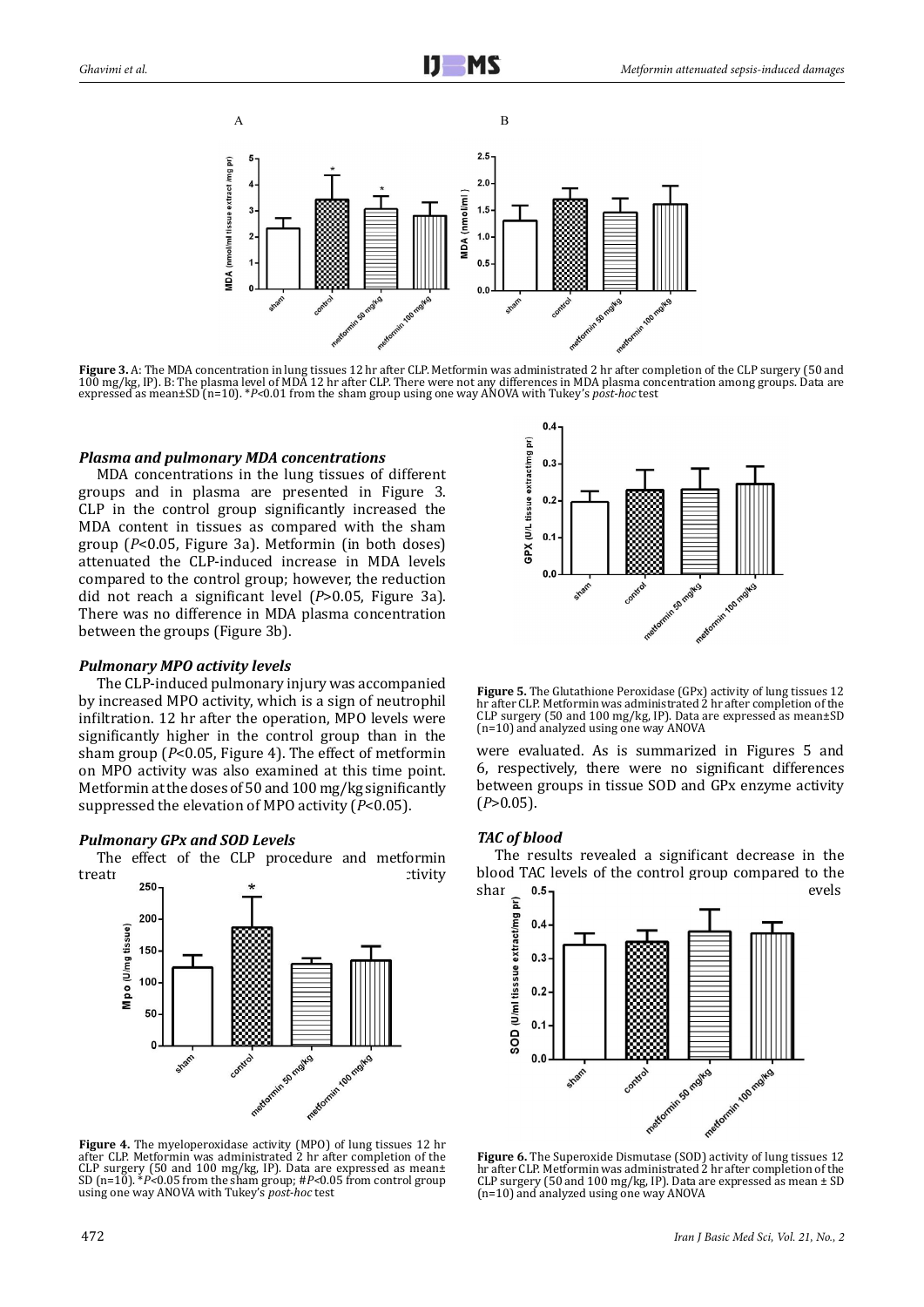Figure 3. A: The MDA concentration in lung tissues 12 hr after CLP. Metformin was administrated 2 hr after completion of the CLP surgery (50 and 100 mg/kg, IP). B: The plasma level of MDA 12 hr after CLP. There were not any differences in MDA plasma concentration among groups. Data are expressed as mean±SD (n=10). *$P$<0.01 from the sham group using one way ANOVA with Tukey's *post-hoc* test

### *Plasma and pulmonary MDA concentrations*

MDA concentrations in the lung tissues of different groups and in plasma are presented in Figure 3. CLP in the control group significantly increased the MDA content in tissues as compared with the sham group ($P$<0.05, Figure 3a). Metformin (in both doses) attenuated the CLP-induced increase in MDA levels compared to the control group; however, the reduction did not reach a significant level ($P$>0.05, Figure 3a). There was no difference in MDA plasma concentration between the groups (Figure 3b).

### *Pulmonary MPO activity levels*

The CLP-induced pulmonary injury was accompanied by increased MPO activity, which is a sign of neutrophil infiltration. 12 hr after the operation, MPO levels were significantly higher in the control group than in the sham group ($P$<0.05, Figure 4). The effect of metformin on MPO activity was also examined at this time point. Metformin at the doses of 50 and 100 mg/kg significantly suppressed the elevation of MPO activity ($P$<0.05).

### *Pulmonary GPx and SOD Levels*

The effect of the CLP procedure and metformin treatment on pulmonary SOD and GPx enzyme activity were evaluated. As is summarized in Figures 5 and 6, respectively, there were no significant differences between groups in tissue SOD and GPx enzyme activity ($P$>0.05).

Figure 4. The myeloperoxidase activity (MPO) of lung tissues 12 hr after CLP. Metformin was administrated 2 hr after completion of the CLP surgery (50 and 100 mg/kg, IP). Data are expressed as mean± SD (n=10). *$P$<0.05 from the sham group; #$P$<0.05 from control group using one way ANOVA with Tukey's *post-hoc* test

Figure 5. The Glutathione Peroxidase (GPx) activity of lung tissues 12 hr after CLP. Metformin was administrated 2 hr after completion of the CLP surgery (50 and 100 mg/kg, IP). Data are expressed as mean±SD (n=10) and analyzed using one way ANOVA

### *TAC of blood*

The results revealed a significant decrease in the blood TAC levels of the control group compared to the sham ... levels

Figure 6. The Superoxide Dismutase (SOD) activity of lung tissues 12 hr after CLP. Metformin was administrated 2 hr after completion of the CLP surgery (50 and 100 mg/kg, IP). Data are expressed as mean ± SD (n=10) and analyzed using one way ANOVA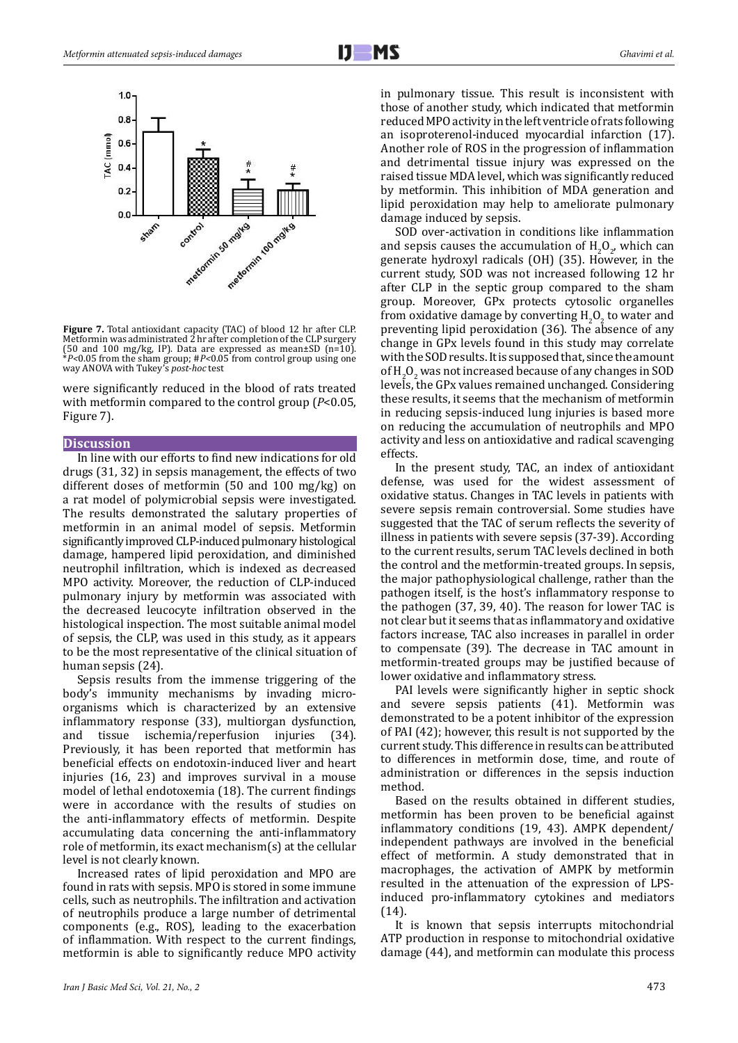**Figure 7.** Total antioxidant capacity (TAC) of blood 12 hr after CLP. Metformin was administrated 2 hr after completion of the CLP surgery (50 and 100 mg/kg, IP). Data are expressed as mean±SD (n=10). *$P$<0.05 from the sham group; #$P$<0.05 from control group using one way ANOVA with Tukey's *post-hoc* test

were significantly reduced in the blood of rats treated with metformin compared to the control group ($P$<0.05, Figure 7).

## Discussion

In line with our efforts to find new indications for old drugs (31, 32) in sepsis management, the effects of two different doses of metformin (50 and 100 mg/kg) on a rat model of polymicrobial sepsis were investigated. The results demonstrated the salutary properties of metformin in an animal model of sepsis. Metformin significantly improved CLP-induced pulmonary histological damage, hampered lipid peroxidation, and diminished neutrophil infiltration, which is indexed as decreased MPO activity. Moreover, the reduction of CLP-induced pulmonary injury by metformin was associated with the decreased leucocyte infiltration observed in the histological inspection. The most suitable animal model of sepsis, the CLP, was used in this study, as it appears to be the most representative of the clinical situation of human sepsis (24).

Sepsis results from the immense triggering of the body's immunity mechanisms by invading microorganisms which is characterized by an extensive inflammatory response (33), multiorgan dysfunction, and tissue ischemia/reperfusion injuries (34). Previously, it has been reported that metformin has beneficial effects on endotoxin-induced liver and heart injuries (16, 23) and improves survival in a mouse model of lethal endotoxemia (18). The current findings were in accordance with the results of studies on the anti-inflammatory effects of metformin. Despite accumulating data concerning the anti-inflammatory role of metformin, its exact mechanism(s) at the cellular level is not clearly known.

Increased rates of lipid peroxidation and MPO are found in rats with sepsis. MPO is stored in some immune cells, such as neutrophils. The infiltration and activation of neutrophils produce a large number of detrimental components (e.g., ROS), leading to the exacerbation of inflammation. With respect to the current findings, metformin is able to significantly reduce MPO activity in pulmonary tissue. This result is inconsistent with those of another study, which indicated that metformin reduced MPO activity in the left ventricle of rats following an isoproterenol-induced myocardial infarction (17). Another role of ROS in the progression of inflammation and detrimental tissue injury was expressed on the raised tissue MDA level, which was significantly reduced by metformin. This inhibition of MDA generation and lipid peroxidation may help to ameliorate pulmonary damage induced by sepsis.

SOD over-activation in conditions like inflammation and sepsis causes the accumulation of $H_2O_2$, which can generate hydroxyl radicals (OH) (35). However, in the current study, SOD was not increased following 12 hr after CLP in the septic group compared to the sham group. Moreover, GPx protects cytosolic organelles from oxidative damage by converting $H_2O_2$ to water and preventing lipid peroxidation (36). The absence of any change in GPx levels found in this study may correlate with the SOD results. It is supposed that, since the amount of $H_2O_2$ was not increased because of any changes in SOD levels, the GPx values remained unchanged. Considering these results, it seems that the mechanism of metformin in reducing sepsis-induced lung injuries is based more on reducing the accumulation of neutrophils and MPO activity and less on antioxidative and radical scavenging effects.

In the present study, TAC, an index of antioxidant defense, was used for the widest assessment of oxidative status. Changes in TAC levels in patients with severe sepsis remain controversial. Some studies have suggested that the TAC of serum reflects the severity of illness in patients with severe sepsis (37-39). According to the current results, serum TAC levels declined in both the control and the metformin-treated groups. In sepsis, the major pathophysiological challenge, rather than the pathogen itself, is the host's inflammatory response to the pathogen (37, 39, 40). The reason for lower TAC is not clear but it seems that as inflammatory and oxidative factors increase, TAC also increases in parallel in order to compensate (39). The decrease in TAC amount in metformin-treated groups may be justified because of lower oxidative and inflammatory stress.

PAI levels were significantly higher in septic shock and severe sepsis patients (41). Metformin was demonstrated to be a potent inhibitor of the expression of PAI (42); however, this result is not supported by the current study. This difference in results can be attributed to differences in metformin dose, time, and route of administration or differences in the sepsis induction method.

Based on the results obtained in different studies, metformin has been proven to be beneficial against inflammatory conditions (19, 43). AMPK dependent/independent pathways are involved in the beneficial effect of metformin. A study demonstrated that in macrophages, the activation of AMPK by metformin resulted in the attenuation of the expression of LPS-induced pro-inflammatory cytokines and mediators (14).

It is known that sepsis interrupts mitochondrial ATP production in response to mitochondrial oxidative damage (44), and metformin can modulate this process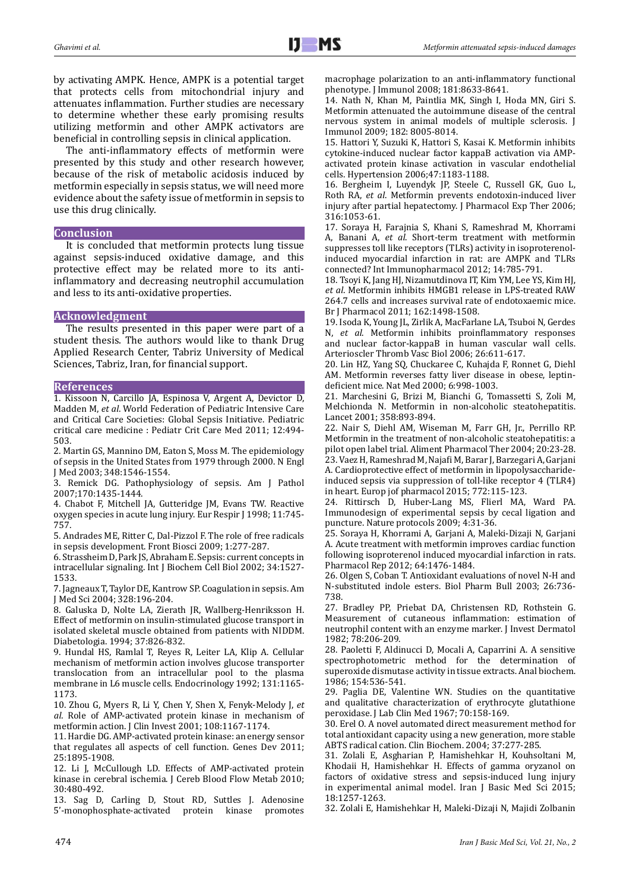by activating AMPK. Hence, AMPK is a potential target that protects cells from mitochondrial injury and attenuates inflammation. Further studies are necessary to determine whether these early promising results utilizing metformin and other AMPK activators are beneficial in controlling sepsis in clinical application.

The anti-inflammatory effects of metformin were presented by this study and other research however, because of the risk of metabolic acidosis induced by metformin especially in sepsis status, we will need more evidence about the safety issue of metformin in sepsis to use this drug clinically.

## Conclusion

It is concluded that metformin protects lung tissue against sepsis-induced oxidative damage, and this protective effect may be related more to its anti-inflammatory and decreasing neutrophil accumulation and less to its anti-oxidative properties.

## Acknowledgment

The results presented in this paper were part of a student thesis. The authors would like to thank Drug Applied Research Center, Tabriz University of Medical Sciences, Tabriz, Iran, for financial support.

## References

1. Kissoon N, Carcillo JA, Espinosa V, Argent A, Devictor D, Madden M, *et al*. World Federation of Pediatric Intensive Care and Critical Care Societies: Global Sepsis Initiative. Pediatric critical care medicine : Pediatr Crit Care Med 2011; 12:494-503.
2. Martin GS, Mannino DM, Eaton S, Moss M. The epidemiology of sepsis in the United States from 1979 through 2000. N Engl J Med 2003; 348:1546-1554.
3. Remick DG. Pathophysiology of sepsis. Am J Pathol 2007;170:1435-1444.
4. Chabot F, Mitchell JA, Gutteridge JM, Evans TW. Reactive oxygen species in acute lung injury. Eur Respir J 1998; 11:745-757.
5. Andrades ME, Ritter C, Dal-Pizzol F. The role of free radicals in sepsis development. Front Biosci 2009; 1:277-287.
6. Strassheim D, Park JS, Abraham E. Sepsis: current concepts in intracellular signaling. Int J Biochem Cell Biol 2002; 34:1527-1533.
7. Jagneaux T, Taylor DE, Kantrow SP. Coagulation in sepsis. Am J Med Sci 2004; 328:196-204.
8. Galuska D, Nolte LA, Zierath JR, Wallberg-Henriksson H. Effect of metformin on insulin-stimulated glucose transport in isolated skeletal muscle obtained from patients with NIDDM. Diabetologia. 1994; 37:826-832.
9. Hundal HS, Ramlal T, Reyes R, Leiter LA, Klip A. Cellular mechanism of metformin action involves glucose transporter translocation from an intracellular pool to the plasma membrane in L6 muscle cells. Endocrinology 1992; 131:1165-1173.
10. Zhou G, Myers R, Li Y, Chen Y, Shen X, Fenyk-Melody J, *et al*. Role of AMP-activated protein kinase in mechanism of metformin action. J Clin Invest 2001; 108:1167-1174.
11. Hardie DG. AMP-activated protein kinase: an energy sensor that regulates all aspects of cell function. Genes Dev 2011; 25:1895-1908.
12. Li J, McCullough LD. Effects of AMP-activated protein kinase in cerebral ischemia. J Cereb Blood Flow Metab 2010; 30:480-492.
13. Sag D, Carling D, Stout RD, Suttles J. Adenosine 5'-monophosphate-activated protein kinase promotes macrophage polarization to an anti-inflammatory functional phenotype. J Immunol 2008; 181:8633-8641.
14. Nath N, Khan M, Paintlia MK, Singh I, Hoda MN, Giri S. Metformin attenuated the autoimmune disease of the central nervous system in animal models of multiple sclerosis. J Immunol 2009; 182: 8005-8014.
15. Hattori Y, Suzuki K, Hattori S, Kasai K. Metformin inhibits cytokine-induced nuclear factor kappaB activation via AMP-activated protein kinase activation in vascular endothelial cells. Hypertension 2006;47:1183-1188.
16. Bergheim I, Luyendyk JP, Steele C, Russell GK, Guo L, Roth RA, *et al*. Metformin prevents endotoxin-induced liver injury after partial hepatectomy. J Pharmacol Exp Ther 2006; 316:1053-61.
17. Soraya H, Farajnia S, Khani S, Rameshrad M, Khorrami A, Banani A, *et al*. Short-term treatment with metformin suppresses toll like receptors (TLRs) activity in isoproterenol-induced myocardial infarction in rat: are AMPK and TLRs connected? Int Immunopharmacol 2012; 14:785-791.
18. Tsoyi K, Jang HJ, Nizamutdinova IT, Kim YM, Lee YS, Kim HJ, *et al*. Metformin inhibits HMGB1 release in LPS-treated RAW 264.7 cells and increases survival rate of endotoxaemic mice. Br J Pharmacol 2011; 162:1498-1508.
19. Isoda K, Young JL, Zirlik A, MacFarlane LA, Tsuboi N, Gerdes N, *et al*. Metformin inhibits proinflammatory responses and nuclear factor-kappaB in human vascular wall cells. Arterioscler Thromb Vasc Biol 2006; 26:611-617.
20. Lin HZ, Yang SQ, Chuckaree C, Kuhajda F, Ronnet G, Diehl AM. Metformin reverses fatty liver disease in obese, leptin-deficient mice. Nat Med 2000; 6:998-1003.
21. Marchesini G, Brizi M, Bianchi G, Tomassetti S, Zoli M, Melchionda N. Metformin in non-alcoholic steatohepatitis. Lancet 2001; 358:893-894.
22. Nair S, Diehl AM, Wiseman M, Farr GH, Jr., Perrillo RP. Metformin in the treatment of non-alcoholic steatohepatitis: a pilot open label trial. Aliment Pharmacol Ther 2004; 20:23-28.
23. Vaez H, Rameshrad M, Najafi M, Barar J, Barzegari A, Garjani A. Cardioprotective effect of metformin in lipopolysaccharide-induced sepsis via suppression of toll-like receptor 4 (TLR4) in heart. Europ jof pharmacol 2015; 772:115-123.
24. Rittirsch D, Huber-Lang MS, Flierl MA, Ward PA. Immunodesign of experimental sepsis by cecal ligation and puncture. Nature protocols 2009; 4:31-36.
25. Soraya H, Khorrami A, Garjani A, Maleki-Dizaji N, Garjani A. Acute treatment with metformin improves cardiac function following isoproterenol induced myocardial infarction in rats. Pharmacol Rep 2012; 64:1476-1484.
26. Olgen S, Coban T. Antioxidant evaluations of novel N-H and N-substituted indole esters. Biol Pharm Bull 2003; 26:736-738.
27. Bradley PP, Priebat DA, Christensen RD, Rothstein G. Measurement of cutaneous inflammation: estimation of neutrophil content with an enzyme marker. J Invest Dermatol 1982; 78:206-209.
28. Paoletti F, Aldinucci D, Mocali A, Caparrini A. A sensitive spectrophotometric method for the determination of superoxide dismutase activity in tissue extracts. Anal biochem. 1986; 154:536-541.
29. Paglia DE, Valentine WN. Studies on the quantitative and qualitative characterization of erythrocyte glutathione peroxidase. J Lab Clin Med 1967; 70:158-169.
30. Erel O. A novel automated direct measurement method for total antioxidant capacity using a new generation, more stable ABTS radical cation. Clin Biochem. 2004; 37:277-285.
31. Zolali E, Asgharian P, Hamishehkar H, Kouhsoltani M, Khodaii H, Hamishehkar H. Effects of gamma oryzanol on factors of oxidative stress and sepsis-induced lung injury in experimental animal model. Iran J Basic Med Sci 2015; 18:1257-1263.
32. Zolali E, Hamishehkar H, Maleki-Dizaji N, Majidi Zolbanin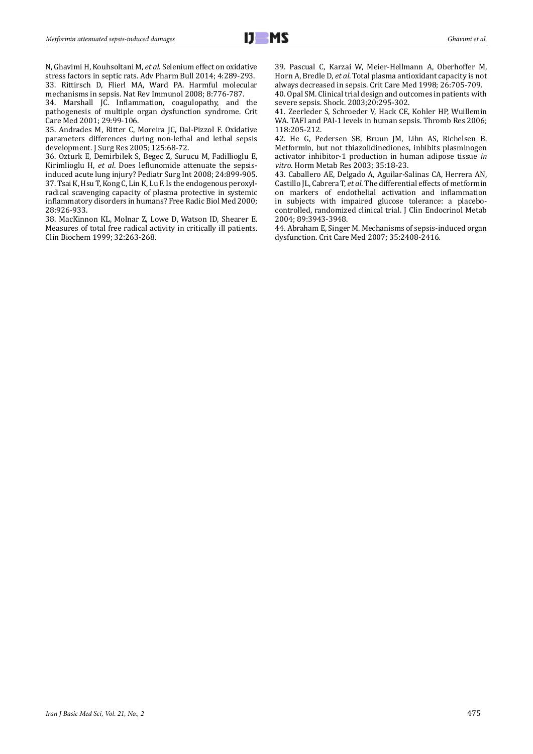N, Ghavimi H, Kouhsoltani M, *et al*. Selenium effect on oxidative stress factors in septic rats. Adv Pharm Bull 2014; 4:289-293.
33. Rittirsch D, Flierl MA, Ward PA. Harmful molecular mechanisms in sepsis. Nat Rev Immunol 2008; 8:776-787.
34. Marshall JC. Inflammation, coagulopathy, and the pathogenesis of multiple organ dysfunction syndrome. Crit Care Med 2001; 29:99-106.
35. Andrades M, Ritter C, Moreira JC, Dal-Pizzol F. Oxidative parameters differences during non-lethal and lethal sepsis development. J Surg Res 2005; 125:68-72.
36. Ozturk E, Demirbilek S, Begec Z, Surucu M, Fadillioglu E, Kirimlioglu H, *et al*. Does leflunomide attenuate the sepsis-induced acute lung injury? Pediatr Surg Int 2008; 24:899-905.
37. Tsai K, Hsu T, Kong C, Lin K, Lu F. Is the endogenous peroxyl-radical scavenging capacity of plasma protective in systemic inflammatory disorders in humans? Free Radic Biol Med 2000; 28:926-933.
38. MacKinnon KL, Molnar Z, Lowe D, Watson ID, Shearer E. Measures of total free radical activity in critically ill patients. Clin Biochem 1999; 32:263-268.
39. Pascual C, Karzai W, Meier-Hellmann A, Oberhoffer M, Horn A, Bredle D, *et al*. Total plasma antioxidant capacity is not always decreased in sepsis. Crit Care Med 1998; 26:705-709.
40. Opal SM. Clinical trial design and outcomes in patients with severe sepsis. Shock. 2003;20:295-302.
41. Zeerleder S, Schroeder V, Hack CE, Kohler HP, Wuillemin WA. TAFI and PAI-1 levels in human sepsis. Thromb Res 2006; 118:205-212.
42. He G, Pedersen SB, Bruun JM, Lihn AS, Richelsen B. Metformin, but not thiazolidinediones, inhibits plasminogen activator inhibitor-1 production in human adipose tissue *in vitro*. Horm Metab Res 2003; 35:18-23.
43. Caballero AE, Delgado A, Aguilar-Salinas CA, Herrera AN, Castillo JL, Cabrera T, *et al*. The differential effects of metformin on markers of endothelial activation and inflammation in subjects with impaired glucose tolerance: a placebo-controlled, randomized clinical trial. J Clin Endocrinol Metab 2004; 89:3943-3948.
44. Abraham E, Singer M. Mechanisms of sepsis-induced organ dysfunction. Crit Care Med 2007; 35:2408-2416.